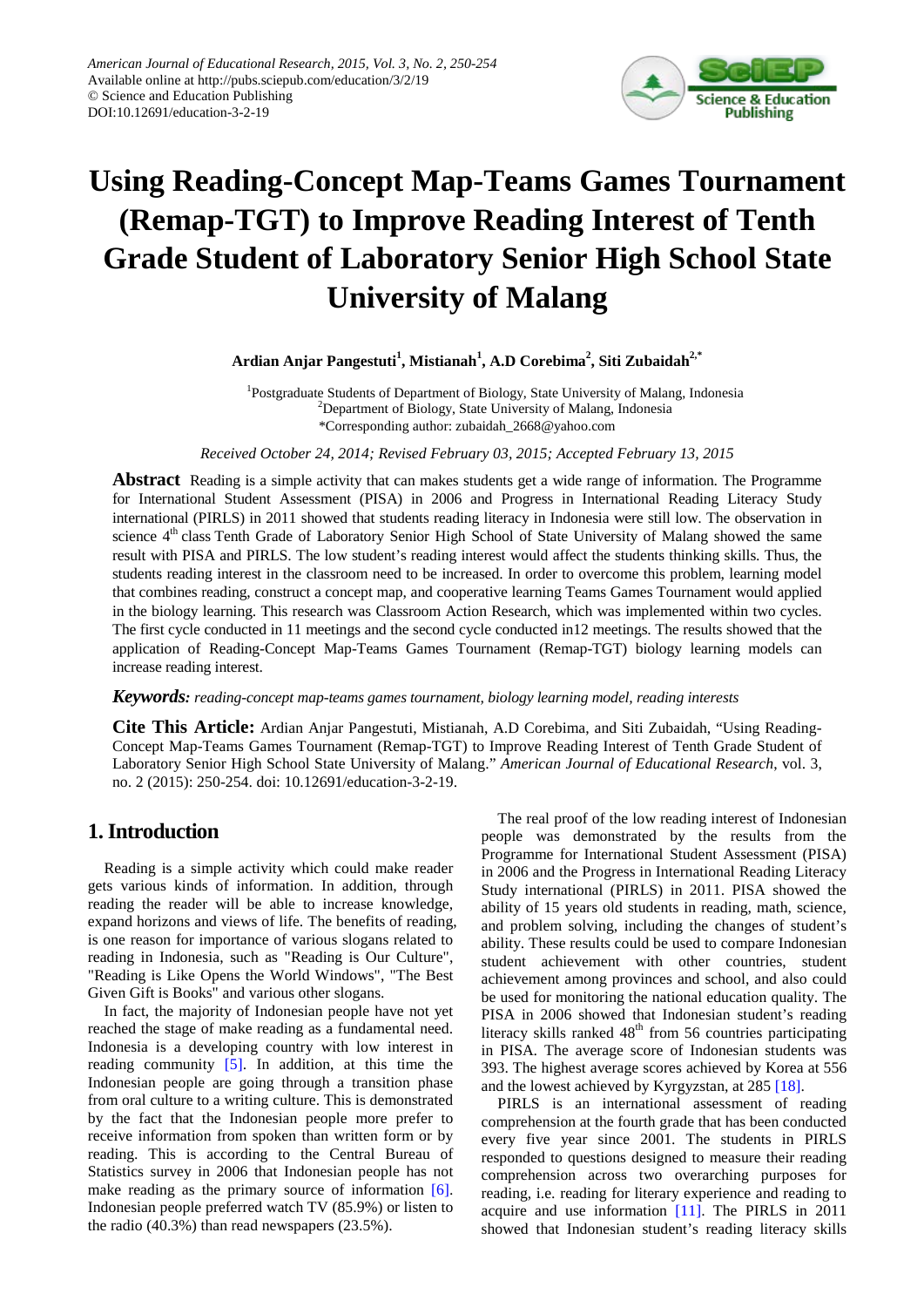# Using Reading-Concept Map-Teams Games Tournament (Remap-TGT) to Improve Reading Interest of Tenth Grade Student of Laboratory Senior High School State University of Malang

**Ardian Anjar Pangestuti[1], Mistianah[1], A.D Corebima[2], Siti Zubaidah[2,*]**

[1]Postgraduate Students of Department of Biology, State University of Malang, Indonesia
[2]Department of Biology, State University of Malang, Indonesia
*Corresponding author: zubaidah_2668@yahoo.com

*Received October 24, 2014; Revised February 03, 2015; Accepted February 13, 2015*

**Abstract** Reading is a simple activity that can makes students get a wide range of information. The Programme for International Student Assessment (PISA) in 2006 and Progress in International Reading Literacy Study international (PIRLS) in 2011 showed that students reading literacy in Indonesia were still low. The observation in science 4th class Tenth Grade of Laboratory Senior High School of State University of Malang showed the same result with PISA and PIRLS. The low student's reading interest would affect the students thinking skills. Thus, the students reading interest in the classroom need to be increased. In order to overcome this problem, learning model that combines reading, construct a concept map, and cooperative learning Teams Games Tournament would applied in the biology learning. This research was Classroom Action Research, which was implemented within two cycles. The first cycle conducted in 11 meetings and the second cycle conducted in12 meetings. The results showed that the application of Reading-Concept Map-Teams Games Tournament (Remap-TGT) biology learning models can increase reading interest.

***Keywords:*** *reading-concept map-teams games tournament, biology learning model, reading interests*

**Cite This Article:** Ardian Anjar Pangestuti, Mistianah, A.D Corebima, and Siti Zubaidah, "Using Reading-Concept Map-Teams Games Tournament (Remap-TGT) to Improve Reading Interest of Tenth Grade Student of Laboratory Senior High School State University of Malang." *American Journal of Educational Research*, vol. 3, no. 2 (2015): 250-254. doi: 10.12691/education-3-2-19.

## 1. Introduction

Reading is a simple activity which could make reader gets various kinds of information. In addition, through reading the reader will be able to increase knowledge, expand horizons and views of life. The benefits of reading, is one reason for importance of various slogans related to reading in Indonesia, such as "Reading is Our Culture", "Reading is Like Opens the World Windows", "The Best Given Gift is Books" and various other slogans.

In fact, the majority of Indonesian people have not yet reached the stage of make reading as a fundamental need. Indonesia is a developing country with low interest in reading community [5]. In addition, at this time the Indonesian people are going through a transition phase from oral culture to a writing culture. This is demonstrated by the fact that the Indonesian people more prefer to receive information from spoken than written form or by reading. This is according to the Central Bureau of Statistics survey in 2006 that Indonesian people has not make reading as the primary source of information [6]. Indonesian people preferred watch TV (85.9%) or listen to the radio (40.3%) than read newspapers (23.5%).

The real proof of the low reading interest of Indonesian people was demonstrated by the results from the Programme for International Student Assessment (PISA) in 2006 and the Progress in International Reading Literacy Study international (PIRLS) in 2011. PISA showed the ability of 15 years old students in reading, math, science, and problem solving, including the changes of student's ability. These results could be used to compare Indonesian student achievement with other countries, student achievement among provinces and school, and also could be used for monitoring the national education quality. The PISA in 2006 showed that Indonesian student's reading literacy ranked 48th from 56 countries participating in PISA. The average score of Indonesian students was 393. The highest average scores achieved by Korea at 556 and the lowest achieved by Kyrgyzstan, at 285 [18].

PIRLS is an international assessment of reading comprehension at the fourth grade that has been conducted every five year since 2001. The students in PIRLS responded to questions designed to measure their reading comprehension across two overarching purposes for reading, i.e. reading for literary experience and reading to acquire and use information [11]. The PIRLS in 2011 showed that Indonesian student's reading literacy skills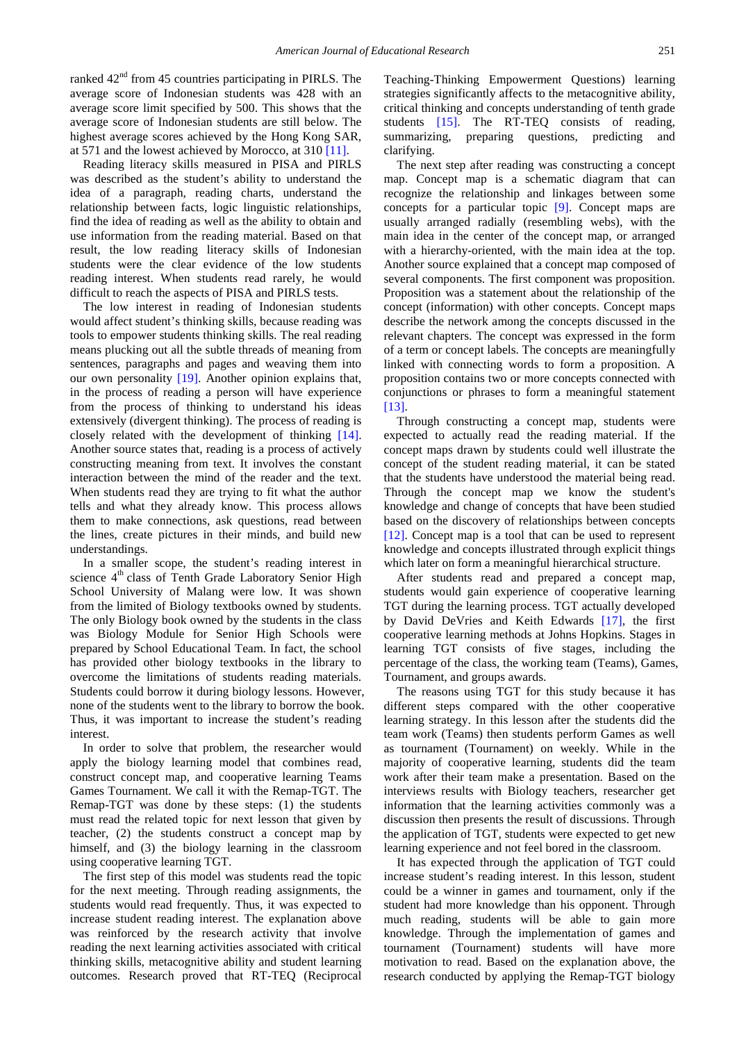ranked 42nd from 45 countries participating in PIRLS. The average score of Indonesian students was 428 with an average score limit specified by 500. This shows that the average score of Indonesian students are still below. The highest average scores achieved by the Hong Kong SAR, at 571 and the lowest achieved by Morocco, at 310 [11].

Reading literacy skills measured in PISA and PIRLS was described as the student's ability to understand the idea of a paragraph, reading charts, understand the relationship between facts, logic linguistic relationships, find the idea of reading as well as the ability to obtain and use information from the reading material. Based on that result, the low reading literacy skills of Indonesian students were the clear evidence of the low students reading interest. When students read rarely, he would difficult to reach the aspects of PISA and PIRLS tests.

The low interest in reading of Indonesian students would affect student's thinking skills, because reading was tools to empower students thinking skills. The real reading means plucking out all the subtle threads of meaning from sentences, paragraphs and pages and weaving them into our own personality [19]. Another opinion explains that, in the process of reading a person will have experience from the process of thinking to understand his ideas extensively (divergent thinking). The process of reading is closely related with the development of thinking [14]. Another source states that, reading is a process of actively constructing meaning from text. It involves the constant interaction between the mind of the reader and the text. When students read they are trying to fit what the author tells and what they already know. This process allows them to make connections, ask questions, read between the lines, create pictures in their minds, and build new understandings.

In a smaller scope, the student's reading interest in science 4th class of Tenth Grade Laboratory Senior High School University of Malang were low. It was shown from the limited of Biology textbooks owned by students. The only Biology book owned by the students in the class was Biology Module for Senior High Schools were prepared by School Educational Team. In fact, the school has provided other biology textbooks in the library to overcome the limitations of students reading materials. Students could borrow it during biology lessons. However, none of the students went to the library to borrow the book. Thus, it was important to increase the student's reading interest.

In order to solve that problem, the researcher would apply the biology learning model that combines read, construct concept map, and cooperative learning Teams Games Tournament. We call it with the Remap-TGT. The Remap-TGT was done by these steps: (1) the students must read the related topic for next lesson that given by teacher, (2) the students construct a concept map by himself, and (3) the biology learning in the classroom using cooperative learning TGT.

The first step of this model was students read the topic for the next meeting. Through reading assignments, the students would read frequently. Thus, it was expected to increase student reading interest. The explanation above was reinforced by the research activity that involve reading the next learning activities associated with critical thinking skills, metacognitive ability and student learning outcomes. Research proved that RT-TEQ (Reciprocal Teaching-Thinking Empowerment Questions) learning strategies significantly affects to the metacognitive ability, critical thinking and concepts understanding of tenth grade students [15]. The RT-TEQ consists of reading, summarizing, preparing questions, predicting and clarifying.

The next step after reading was constructing a concept map. Concept map is a schematic diagram that can recognize the relationship and linkages between some concepts for a particular topic [9]. Concept maps are usually arranged radially (resembling webs), with the main idea in the center of the concept map, or arranged with a hierarchy-oriented, with the main idea at the top. Another source explained that a concept map composed of several components. The first component was proposition. Proposition was a statement about the relationship of the concept (information) with other concepts. Concept maps describe the network among the concepts discussed in the relevant chapters. The concept was expressed in the form of a term or concept labels. The concepts are meaningfully linked with connecting words to form a proposition. A proposition contains two or more concepts connected with conjunctions or phrases to form a meaningful statement [13].

Through constructing a concept map, students were expected to actually read the reading material. If the concept maps drawn by students could well illustrate the concept of the student reading material, it can be stated that the students have understood the material being read. Through the concept map we know the student's knowledge and change of concepts that have been studied based on the discovery of relationships between concepts [12]. Concept map is a tool that can be used to represent knowledge and concepts illustrated through explicit things which later on form a meaningful hierarchical structure.

After students read and prepared a concept map, students would gain experience of cooperative learning TGT during the learning process. TGT actually developed by David DeVries and Keith Edwards [17], the first cooperative learning methods at Johns Hopkins. Stages in learning TGT consists of five stages, including the percentage of the class, the working team (Teams), Games, Tournament, and groups awards.

The reasons using TGT for this study because it has different steps compared with the other cooperative learning strategy. In this lesson after the students did the team work (Teams) then students perform Games as well as tournament (Tournament) on weekly. While in the majority of cooperative learning, students did the team work after their team make a presentation. Based on the interviews results with Biology teachers, researcher get information that the learning activities commonly was a discussion then presents the result of discussions. Through the application of TGT, students were expected to get new learning experience and not feel bored in the classroom.

It has expected through the application of TGT could increase student's reading interest. In this lesson, student could be a winner in games and tournament, only if the student had more knowledge than his opponent. Through much reading, students will be able to gain more knowledge. Through the implementation of games and tournament (Tournament) students will have more motivation to read. Based on the explanation above, the research conducted by applying the Remap-TGT biology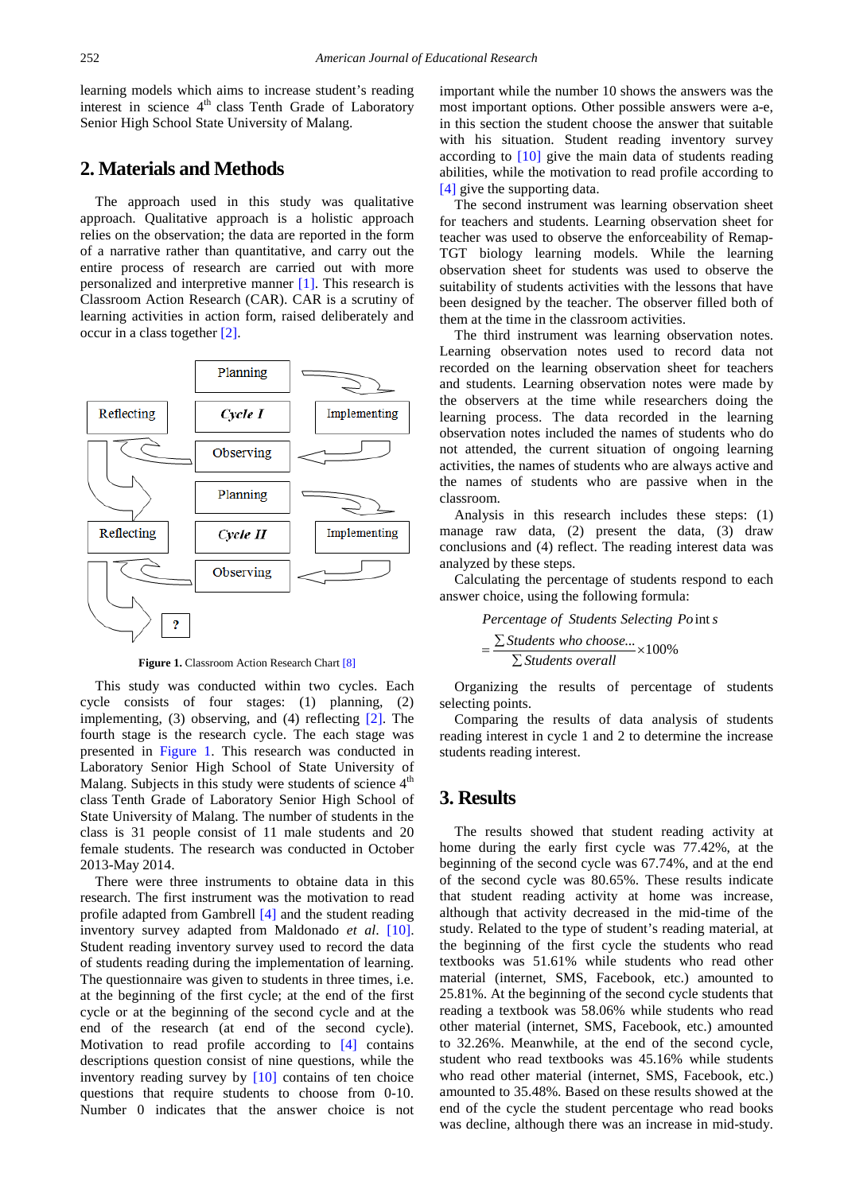learning models which aims to increase student's reading interest in science 4th class Tenth Grade of Laboratory Senior High School State University of Malang.

## 2. Materials and Methods

The approach used in this study was qualitative approach. Qualitative approach is a holistic approach relies on the observation; the data are reported in the form of a narrative rather than quantitative, and carry out the entire process of research are carried out with more personalized and interpretive manner [1]. This research is Classroom Action Research (CAR). CAR is a scrutiny of learning activities in action form, raised deliberately and occur in a class together [2].

Figure 1. Classroom Action Research Chart [8]

This study was conducted within two cycles. Each cycle consists of four stages: (1) planning, (2) implementing, (3) observing, and (4) reflecting [2]. The fourth stage is the research cycle. The each stage was presented in Figure 1. This research was conducted in Laboratory Senior High School of State University of Malang. Subjects in this study were students of science 4th class Tenth Grade of Laboratory Senior High School of State University of Malang. The number of students in the class is 31 people consist of 11 male students and 20 female students. The research was conducted in October 2013-May 2014.

There were three instruments to obtaine data in this research. The first instrument was the motivation to read profile adapted from Gambrell [4] and the student reading inventory survey adapted from Maldonado *et al*. [10]. Student reading inventory survey used to record the data of students reading during the implementation of learning. The questionnaire was given to students in three times, i.e. at the beginning of the first cycle; at the end of the first cycle or at the beginning of the second cycle and at the end of the research (at end of the second cycle). Motivation to read profile according to [4] contains descriptions question consist of nine questions, while the inventory reading survey by [10] contains of ten choice questions that require students to choose from 0-10. Number 0 indicates that the answer choice is not important while the number 10 shows the answers was the most important options. Other possible answers were a-e, in this section the student choose the answer that suitable with his situation. Student reading inventory survey according to [10] give the main data of students reading abilities, while the motivation to read profile according to [4] give the supporting data.

The second instrument was learning observation sheet for teachers and students. Learning observation sheet for teacher was used to observe the enforceability of Remap-TGT biology learning models. While the learning observation sheet for students was used to observe the suitability of students activities with the lessons that have been designed by the teacher. The observer filled both of them at the time in the classroom activities.

The third instrument was learning observation notes. Learning observation notes used to record data not recorded on the learning observation sheet for teachers and students. Learning observation notes were made by the observers at the time while researchers doing the learning process. The data recorded in the learning observation notes included the names of students who do not attended, the current situation of ongoing learning activities, the names of students who are always active and the names of students who are passive when in the classroom.

Analysis in this research includes these steps: (1) manage raw data, (2) present the data, (3) draw conclusions and (4) reflect. The reading interest data was analyzed by these steps.

Calculating the percentage of students respond to each answer choice, using the following formula:

$$\textit{Percentage of Students Selecting Points} = \frac{\sum \textit{Students who choose...}}{\sum \textit{Students overall}} \times 100\%$$

Organizing the results of percentage of students selecting points.

Comparing the results of data analysis of students reading interest in cycle 1 and 2 to determine the increase students reading interest.

## 3. Results

The results showed that student reading activity at home during the early first cycle was 77.42%, at the beginning of the second cycle was 67.74%, and at the end of the second cycle was 80.65%. These results indicate that student reading activity at home was increase, although that activity decreased in the mid-time of the study. Related to the type of student's reading material, at the beginning of the first cycle the students who read textbooks was 51.61% while students who read other material (internet, SMS, Facebook, etc.) amounted to 25.81%. At the beginning of the second cycle students that reading a textbook was 58.06% while students who read other material (internet, SMS, Facebook, etc.) amounted to 32.26%. Meanwhile, at the end of the second cycle, student who read textbooks was 45.16% while students who read other material (internet, SMS, Facebook, etc.) amounted to 35.48%. Based on these results showed at the end of the cycle the student percentage who read books was decline, although there was an increase in mid-study.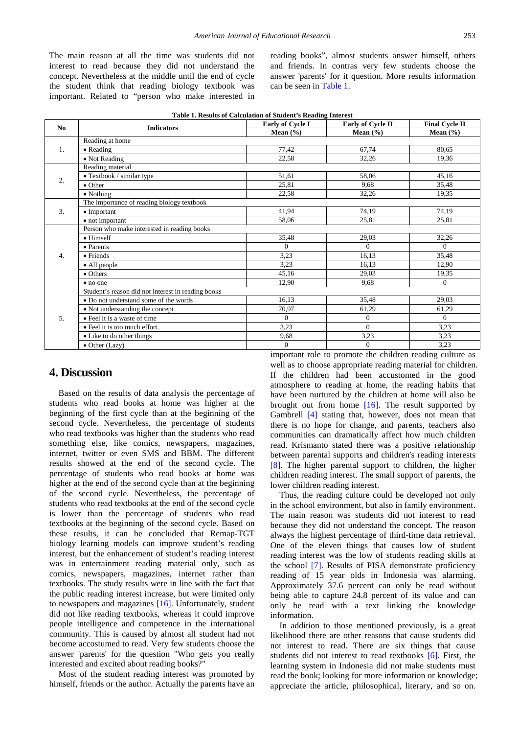The main reason at all the time was students did not interest to read because they did not understand the concept. Nevertheless at the middle until the end of cycle the student think that reading biology textbook was important. Related to "person who make interested in reading books", almost students answer himself, others and friends. In contras very few students choose the answer 'parents' for it question. More results information can be seen in Table 1.

**Table 1. Results of Calculation of Student's Reading Interest**

| No | Indicators | Early of Cycle I Mean (%) | Early of Cycle II Mean (%) | Final Cycle II Mean (%) |
|---|---|---|---|---|
| 1. | Reading at home | | | |
| | • Reading | 77,42 | 67,74 | 80,65 |
| | • Not Reading | 22,58 | 32,26 | 19,36 |
| 2. | Reading material | | | |
| | • Textbook / similar type | 51,61 | 58,06 | 45,16 |
| | • Other | 25,81 | 9,68 | 35,48 |
| | • Nothing | 22,58 | 32,26 | 19,35 |
| 3. | The importance of reading biology textbook | | | |
| | • Important | 41,94 | 74,19 | 74,19 |
| | • not important | 58,06 | 25,81 | 25,81 |
| 4. | Person who make interested in reading books | | | |
| | • Himself | 35,48 | 29,03 | 32,26 |
| | • Parents | 0 | 0 | 0 |
| | • Friends | 3,23 | 16,13 | 35,48 |
| | • All people | 3,23 | 16,13 | 12,90 |
| | • Others | 45,16 | 29,03 | 19,35 |
| | • no one | 12,90 | 9,68 | 0 |
| 5. | Student's reason did not interest in reading books | | | |
| | • Do not understand some of the words | 16,13 | 35,48 | 29,03 |
| | • Not understanding the concept | 70,97 | 61,29 | 61,29 |
| | • Feel it is a waste of time | 0 | 0 | 0 |
| | • Feel it is too much effort. | 3,23 | 0 | 3,23 |
| | • Like to do other things | 9,68 | 3,23 | 3,23 |
| | • Other (Lazy) | 0 | 0 | 3,23 |

## 4. Discussion

Based on the results of data analysis the percentage of students who read books at home was higher at the beginning of the first cycle than at the beginning of the second cycle. Nevertheless, the percentage of students who read textbooks was higher than the students who read something else, like comics, newspapers, magazines, internet, twitter or even SMS and BBM. The different results showed at the end of the second cycle. The percentage of students who read books at home was higher at the end of the second cycle than at the beginning of the second cycle. Nevertheless, the percentage of students who read textbooks at the end of the second cycle is lower than the percentage of students who read textbooks at the beginning of the second cycle. Based on these results, it can be concluded that Remap-TGT biology learning models can improve student's reading interest, but the enhancement of student's reading interest was in entertainment reading material only, such as comics, newspapers, magazines, internet rather than textbooks. The study results were in line with the fact that the public reading interest increase, but were limited only to newspapers and magazines [16]. Unfortunately, student did not like reading textbooks, whereas it could improve people intelligence and competence in the international community. This is caused by almost all student had not become accostumed to read. Very few students choose the answer 'parents' for the question "Who gets you really interested and excited about reading books?"

Most of the student reading interest was promoted by himself, friends or the author. Actually the parents have an important role to promote the children reading culture as well as to choose appropriate reading material for children. If the children had been accustomed in the good atmosphere to reading at home, the reading habits that have been nurtured by the children at home will also be brought out from home [16]. The result supported by Gambrell [4] stating that, however, does not mean that there is no hope for change, and parents, teachers also communities can dramatically affect how much children read. Krismanto stated there was a positive relationship between parental supports and children's reading interests [8]. The higher parental support to children, the higher children reading interest. The small support of parents, the lower children reading interest.

Thus, the reading culture could be developed not only in the school environment, but also in family environment. The main reason was students did not interest to read because they did not understand the concept. The reason always the highest percentage of third-time data retrieval. One of the eleven things that causes low of student reading interest was the low of students reading skills at the school [7]. Results of PISA demonstrate proficiency reading of 15 year olds in Indonesia was alarming. Approximately 37.6 percent can only be read without being able to capture 24.8 percent of its value and can only be read with a text linking the knowledge information.

In addition to those mentioned previously, is a great likelihood there are other reasons that cause students did not interest to read. There are six things that cause students did not interest to read textbooks [6]. First, the learning system in Indonesia did not make students must read the book; looking for more information or knowledge; appreciate the article, philosophical, literary, and so on.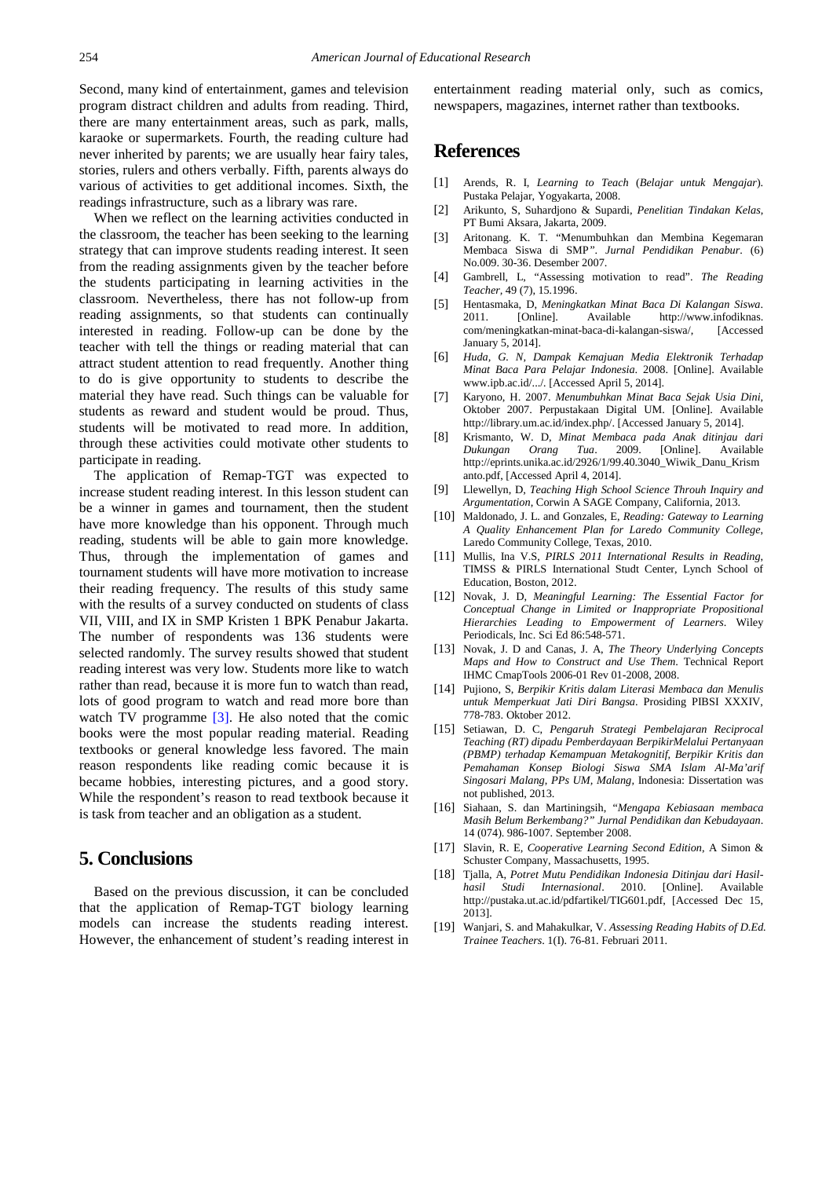Second, many kind of entertainment, games and television program distract children and adults from reading. Third, there are many entertainment areas, such as park, malls, karaoke or supermarkets. Fourth, the reading culture had never inherited by parents; we are usually hear fairy tales, stories, rulers and others verbally. Fifth, parents always do various of activities to get additional incomes. Sixth, the readings infrastructure, such as a library was rare.

When we reflect on the learning activities conducted in the classroom, the teacher has been seeking to the learning strategy that can improve students reading interest. It seen from the reading assignments given by the teacher before the students participating in learning activities in the classroom. Nevertheless, there has not follow-up from reading assignments, so that students can continually interested in reading. Follow-up can be done by the teacher with tell the things or reading material that can attract student attention to read frequently. Another thing to do is give opportunity to students to describe the material they have read. Such things can be valuable for students as reward and student would be proud. Thus, students will be motivated to read more. In addition, through these activities could motivate other students to participate in reading.

The application of Remap-TGT was expected to increase student reading interest. In this lesson student can be a winner in games and tournament, then the student have more knowledge than his opponent. Through much reading, students will be able to gain more knowledge. Thus, through the implementation of games and tournament students will have more motivation to increase their reading frequency. The results of this study same with the results of a survey conducted on students of class VII, VIII, and IX in SMP Kristen 1 BPK Penabur Jakarta. The number of respondents was 136 students were selected randomly. The survey results showed that student reading interest was very low. Students more like to watch rather than read, because it is more fun to watch than read, lots of good program to watch and read more bore than watch TV programme [3]. He also noted that the comic books were the most popular reading material. Reading textbooks or general knowledge less favored. The main reason respondents like reading comic because it is became hobbies, interesting pictures, and a good story. While the respondent's reason to read textbook because it is task from teacher and an obligation as a student.

## 5. Conclusions

Based on the previous discussion, it can be concluded that the application of Remap-TGT biology learning models can increase the students reading interest. However, the enhancement of student's reading interest in entertainment reading material only, such as comics, newspapers, magazines, internet rather than textbooks.

## References

[1] Arends, R. I, *Learning to Teach* (*Belajar untuk Mengajar*). Pustaka Pelajar, Yogyakarta, 2008.

[2] Arikunto, S, Suhardjono & Supardi, *Penelitian Tindakan Kelas*, PT Bumi Aksara, Jakarta, 2009.

[3] Aritonang. K. T. "Menumbuhkan dan Membina Kegemaran Membaca Siswa di SMP". *Jurnal Pendidikan Penabur*. (6) No.009. 30-36. Desember 2007.

[4] Gambrell, L, "Assessing motivation to read". *The Reading Teacher*, 49 (7), 15.1996.

[5] Hentasmaka, D, *Meningkatkan Minat Baca Di Kalangan Siswa*. 2011. [Online]. Available http://www.infodiknas.com/meningkatkan-minat-baca-di-kalangan-siswa/, [Accessed January 5, 2014].

[6] *Huda, G. N, Dampak Kemajuan Media Elektronik Terhadap Minat Baca Para Pelajar Indonesia*. 2008. [Online]. Available www.ipb.ac.id/.../. [Accessed April 5, 2014].

[7] Karyono, H. 2007. *Menumbuhkan Minat Baca Sejak Usia Dini*, Oktober 2007. Perpustakaan Digital UM. [Online]. Available http://library.um.ac.id/index.php/. [Accessed January 5, 2014].

[8] Krismanto, W. D, *Minat Membaca pada Anak ditinjau dari Dukungan Orang Tua*. 2009. [Online]. Available http://eprints.unika.ac.id/2926/1/99.40.3040_Wiwik_Danu_Krismanto.pdf, [Accessed April 4, 2014].

[9] Llewellyn, D, *Teaching High School Science Throuh Inquiry and Argumentation*, Corwin A SAGE Company, California, 2013.

[10] Maldonado, J. L. and Gonzales, E, *Reading: Gateway to Learning A Quality Enhancement Plan for Laredo Community College*, Laredo Community College, Texas, 2010.

[11] Mullis, Ina V.S, *PIRLS 2011 International Results in Reading*, TIMSS & PIRLS International Studt Center, Lynch School of Education, Boston, 2012.

[12] Novak, J. D, *Meaningful Learning: The Essential Factor for Conceptual Change in Limited or Inappropriate Propositional Hierarchies Leading to Empowerment of Learners*. Wiley Periodicals, Inc. Sci Ed 86:548-571.

[13] Novak, J. D and Canas, J. A, *The Theory Underlying Concepts Maps and How to Construct and Use Them*. Technical Report IHMC CmapTools 2006-01 Rev 01-2008, 2008.

[14] Pujiono, S, *Berpikir Kritis dalam Literasi Membaca dan Menulis untuk Memperkuat Jati Diri Bangsa*. Prosiding PIBSI XXXIV, 778-783. Oktober 2012.

[15] Setiawan, D. C, *Pengaruh Strategi Pembelajaran Reciprocal Teaching (RT) dipadu Pemberdayaan BerpikirMelalui Pertanyaan (PBMP) terhadap Kemampuan Metakognitif, Berpikir Kritis dan Pemahaman Konsep Biologi Siswa SMA Islam Al-Ma'arif Singosari Malang, PPs UM, Malang*, Indonesia: Dissertation was not published, 2013.

[16] Siahaan, S. dan Martiningsih, "*Mengapa Kebiasaan membaca Masih Belum Berkembang?" Jurnal Pendidikan dan Kebudayaan*. 14 (074). 986-1007. September 2008.

[17] Slavin, R. E, *Cooperative Learning Second Edition*, A Simon & Schuster Company, Massachusetts, 1995.

[18] Tjalla, A, *Potret Mutu Pendidikan Indonesia Ditinjau dari Hasil-hasil Studi Internasional*. 2010. [Online]. Available http://pustaka.ut.ac.id/pdfartikel/TIG601.pdf, [Accessed Dec 15, 2013].

[19] Wanjari, S. and Mahakulkar, V. *Assessing Reading Habits of D.Ed. Trainee Teachers*. 1(I). 76-81. Februari 2011.